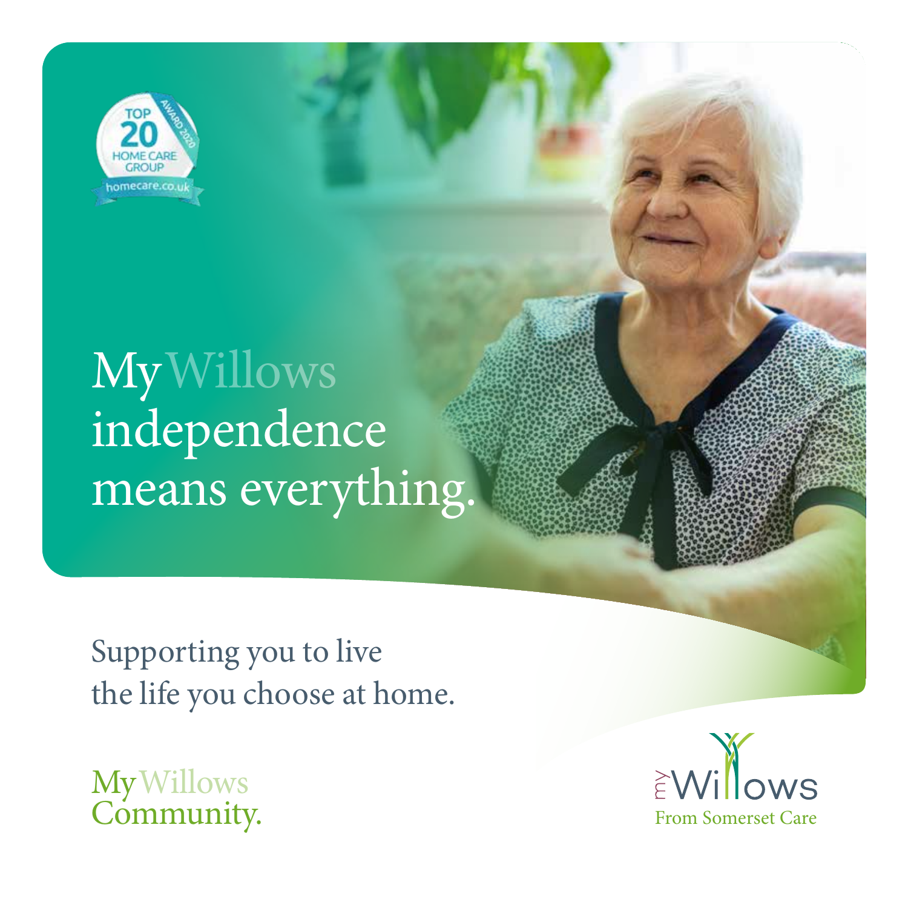TOP 20 HOME CARE GROUP AWARD 2020 homecare.co.uk

# My Willows independence means everything.

Supporting you to live the life you choose at home.

My Willows Community.

my Willows From Somerset Care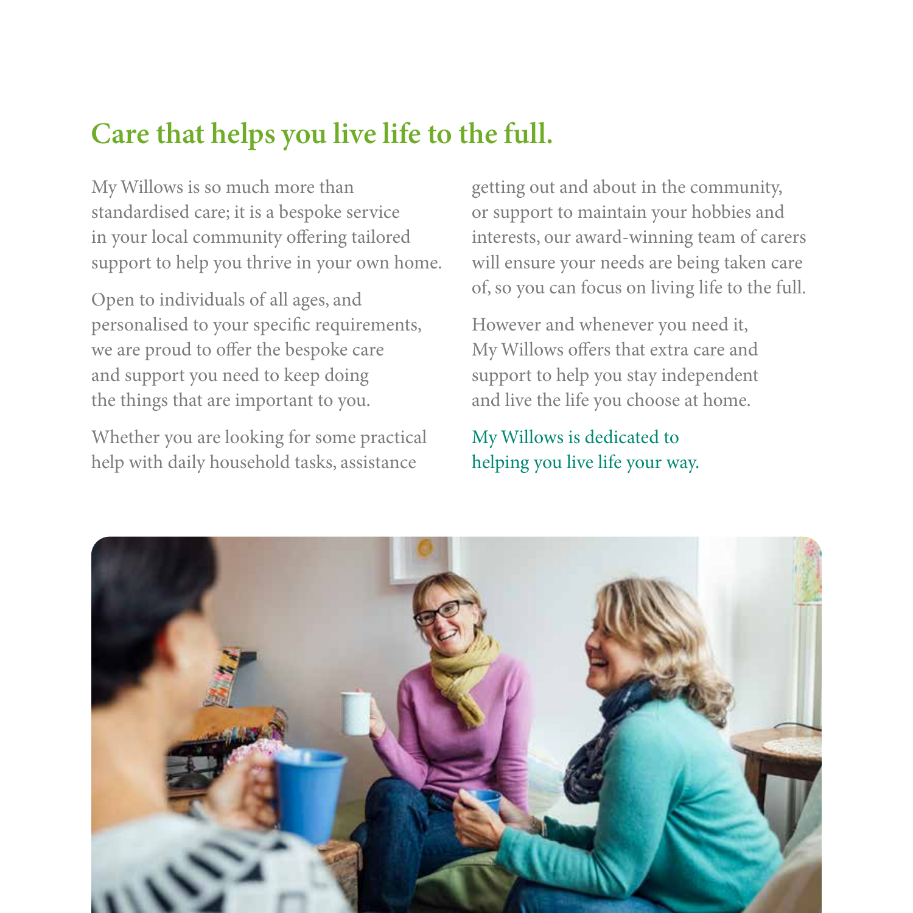# Care that helps you live life to the full.

My Willows is so much more than standardised care; it is a bespoke service in your local community offering tailored support to help you thrive in your own home.

Open to individuals of all ages, and personalised to your specific requirements, we are proud to offer the bespoke care and support you need to keep doing the things that are important to you.

Whether you are looking for some practical help with daily household tasks, assistance getting out and about in the community, or support to maintain your hobbies and interests, our award-winning team of carers will ensure your needs are being taken care of, so you can focus on living life to the full.

However and whenever you need it, My Willows offers that extra care and support to help you stay independent and live the life you choose at home.

My Willows is dedicated to helping you live life your way.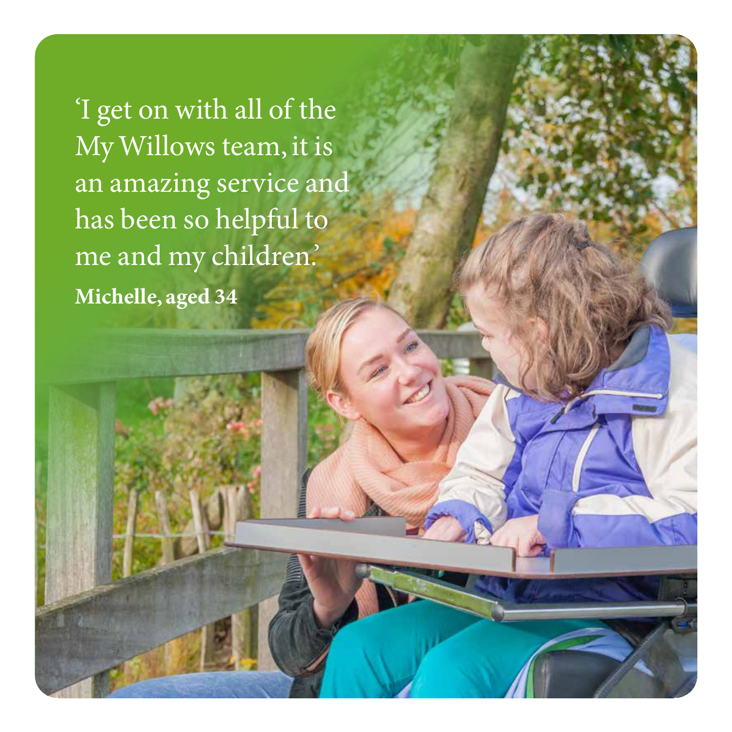'I get on with all of the My Willows team, it is an amazing service and has been so helpful to me and my children.'

**Michelle, aged 34**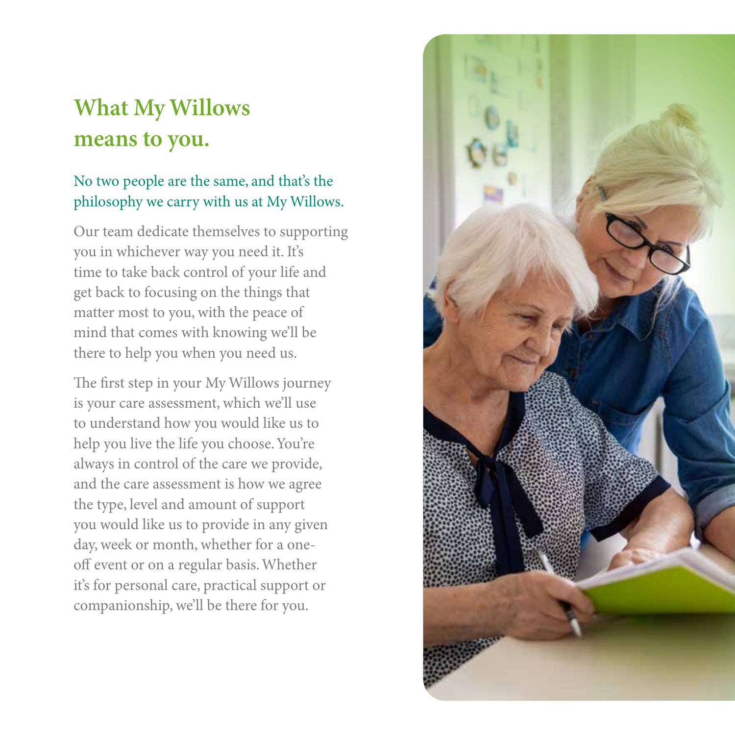# What My Willows means to you.

No two people are the same, and that's the philosophy we carry with us at My Willows.

Our team dedicate themselves to supporting you in whichever way you need it. It's time to take back control of your life and get back to focusing on the things that matter most to you, with the peace of mind that comes with knowing we'll be there to help you when you need us.

The first step in your My Willows journey is your care assessment, which we'll use to understand how you would like us to help you live the life you choose. You're always in control of the care we provide, and the care assessment is how we agree the type, level and amount of support you would like us to provide in any given day, week or month, whether for a one-off event or on a regular basis. Whether it's for personal care, practical support or companionship, we'll be there for you.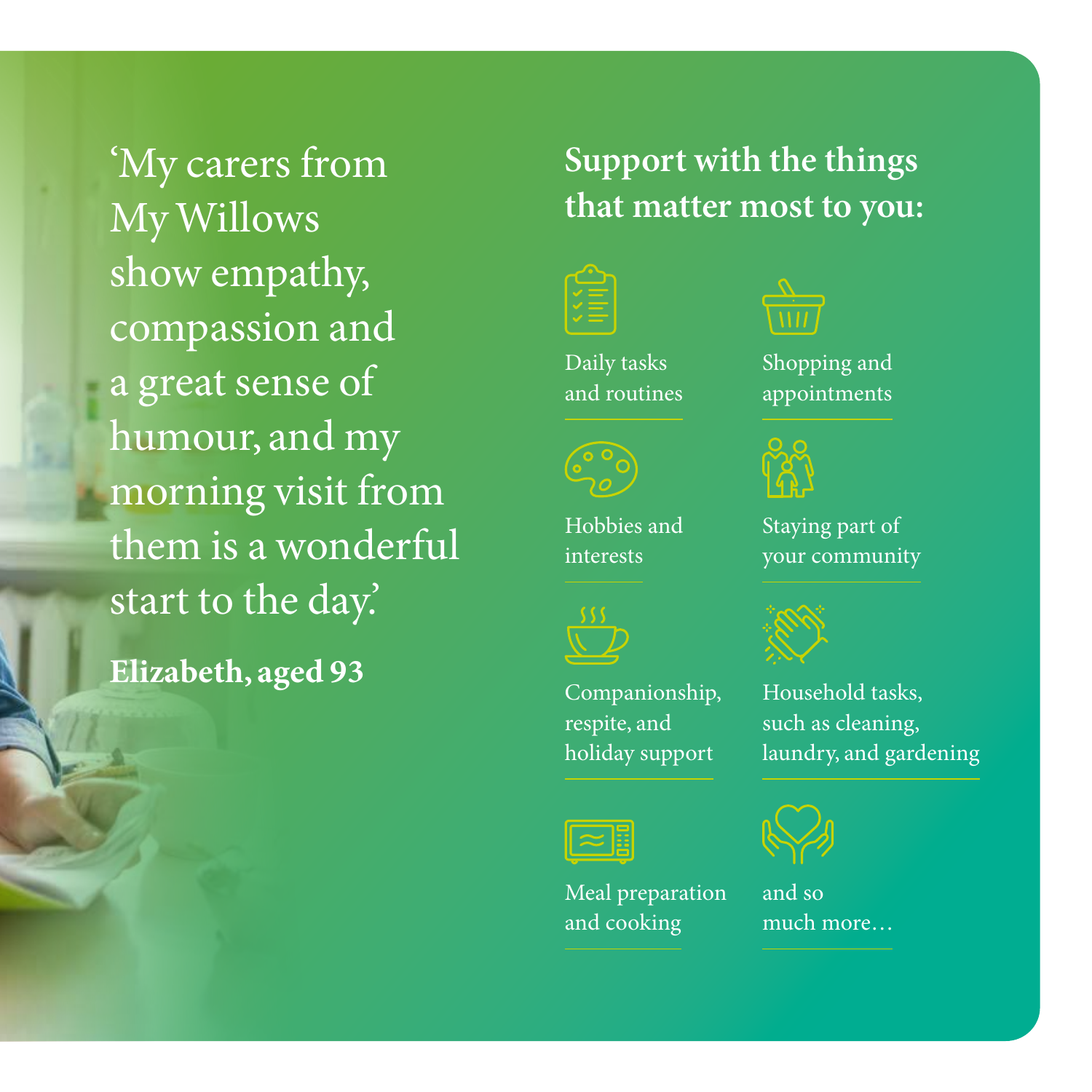'My carers from My Willows show empathy, compassion and a great sense of humour, and my morning visit from them is a wonderful start to the day.'

**Elizabeth, aged 93**

## Support with the things that matter most to you:

- Daily tasks and routines
- Shopping and appointments
- Hobbies and interests
- Staying part of your community
- Companionship, respite, and holiday support
- Household tasks, such as cleaning, laundry, and gardening
- Meal preparation and cooking
- and so much more…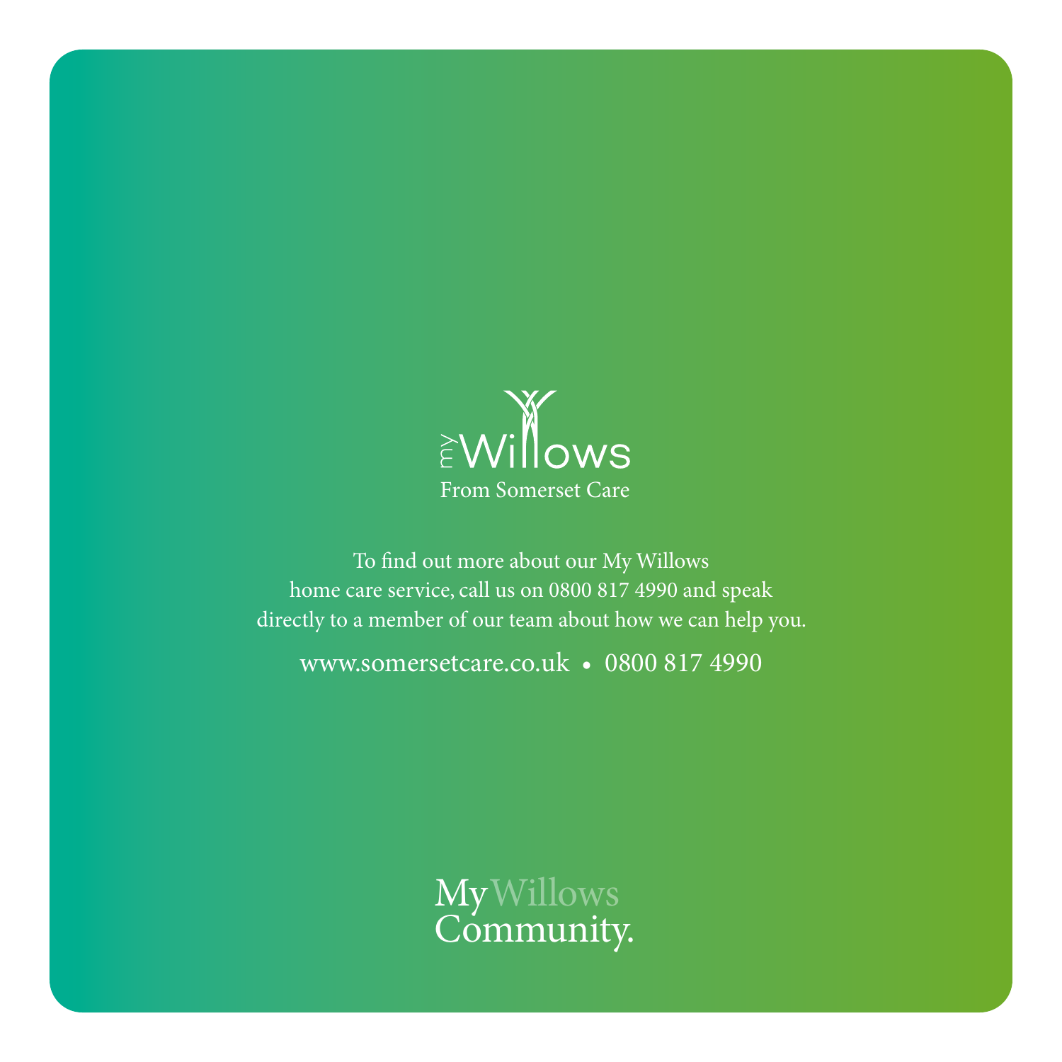my Willows

From Somerset Care

To find out more about our My Willows home care service, call us on 0800 817 4990 and speak directly to a member of our team about how we can help you.

www.somersetcare.co.uk • 0800 817 4990

My Willows
Community.